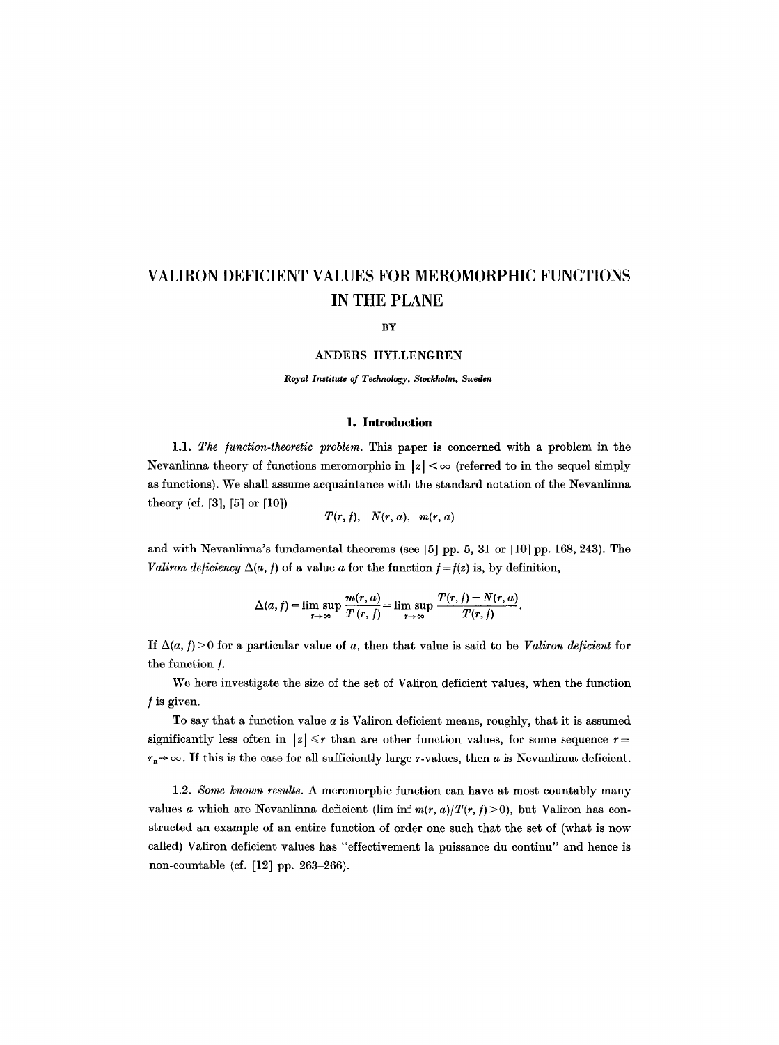# VALIRON DEFICIENT VALUES FOR MEROMORPHIC FUNCTIONS IN THE PLANE

BY

ANDERS HYLLENGREN

*Royal Institute of Technology, Stockholm, Sweden*

## 1. Introduction

1.1. *The function-theoretic problem.* This paper is concerned with a problem in the Nevanlinna theory of functions meromorphic in $|z| < \infty$ (referred to in the sequel simply as functions). We shall assume acquaintance with the standard notation of the Nevanlinna theory (cf. [3], [5] or [10])

$$T(r, f), \quad N(r, a), \quad m(r, a)$$

and with Nevanlinna's fundamental theorems (see [5] pp. 5, 31 or [10] pp. 168, 243). The *Valiron deficiency* $\Delta(a, f)$ of a value $a$ for the function $f = f(z)$ is, by definition,

$$\Delta(a, f) = \limsup_{r\to\infty} \frac{m(r, a)}{T(r, f)} = \limsup_{r\to\infty} \frac{T(r, f) - N(r, a)}{T(r, f)}.$$

If $\Delta(a, f) > 0$ for a particular value of $a$, then that value is said to be *Valiron deficient* for the function $f$.

We here investigate the size of the set of Valiron deficient values, when the function $f$ is given.

To say that a function value $a$ is Valiron deficient means, roughly, that it is assumed significantly less often in $|z| \leqslant r$ than are other function values, for some sequence $r = r_n \to \infty$. If this is the case for all sufficiently large $r$-values, then $a$ is Nevanlinna deficient.

1.2. *Some known results.* A meromorphic function can have at most countably many values $a$ which are Nevanlinna deficient ($\liminf m(r, a)/T(r, f) > 0$), but Valiron has constructed an example of an entire function of order one such that the set of (what is now called) Valiron deficient values has "effectivement la puissance du continu" and hence is non-countable (cf. [12] pp. 263–266).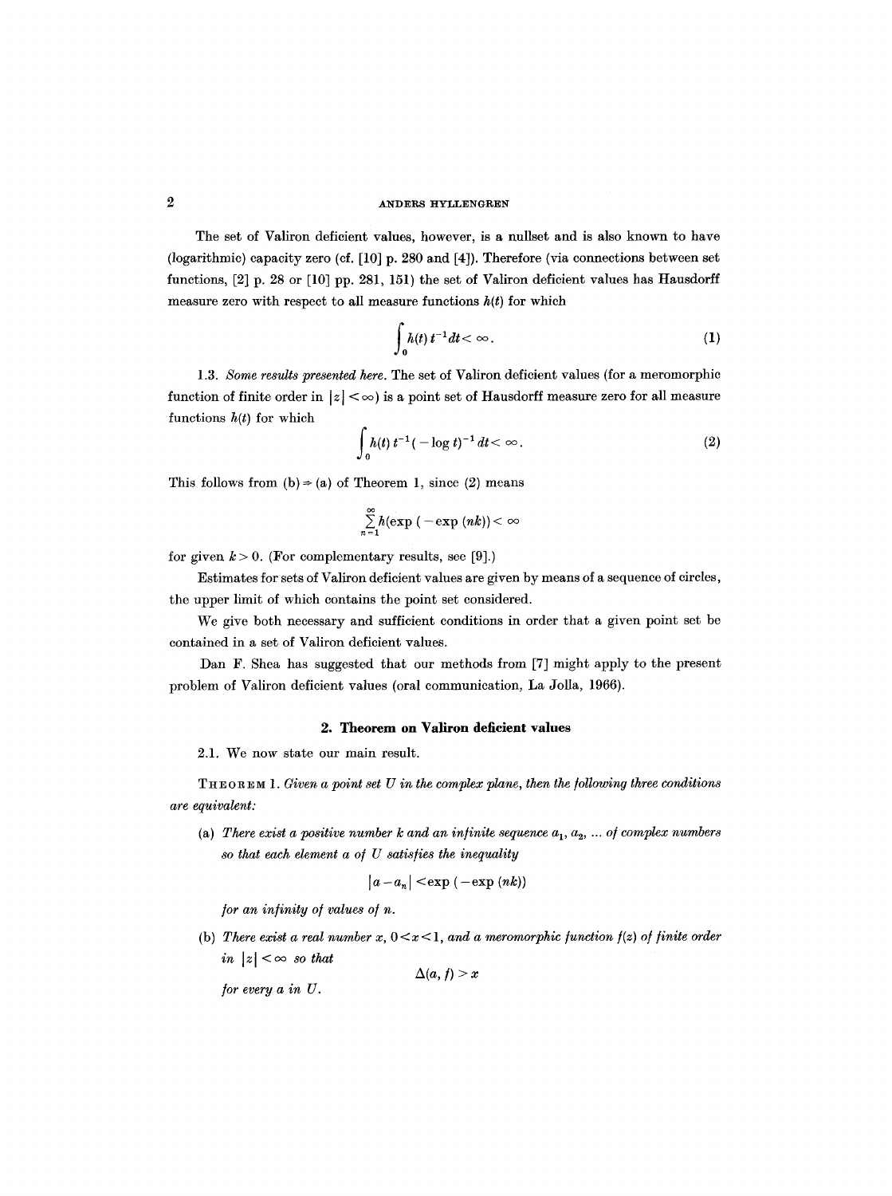The set of Valiron deficient values, however, is a nullset and is also known to have (logarithmic) capacity zero (cf. [10] p. 280 and [4]). Therefore (via connections between set functions, [2] p. 28 or [10] pp. 281, 151) the set of Valiron deficient values has Hausdorff measure zero with respect to all measure functions $h(t)$ for which

$$\int_0 h(t)\, t^{-1} dt < \infty. \tag{1}$$

1.3. *Some results presented here.* The set of Valiron deficient values (for a meromorphic function of finite order in $|z| < \infty$) is a point set of Hausdorff measure zero for all measure functions $h(t)$ for which

$$\int_0 h(t)\, t^{-1} (-\log t)^{-1}\, dt < \infty. \tag{2}$$

This follows from (b) $\Rightarrow$ (a) of Theorem 1, since (2) means

$$\sum_{n=1}^{\infty} h(\exp(-\exp(nk)) < \infty$$

for given $k > 0$. (For complementary results, see [9].)

Estimates for sets of Valiron deficient values are given by means of a sequence of circles, the upper limit of which contains the point set considered.

We give both necessary and sufficient conditions in order that a given point set be contained in a set of Valiron deficient values.

Dan F. Shea has suggested that our methods from [7] might apply to the present problem of Valiron deficient values (oral communication, La Jolla, 1966).

## 2. Theorem on Valiron deficient values

2.1. We now state our main result.

THEOREM 1. *Given a point set $U$ in the complex plane, then the following three conditions are equivalent:*

(a) *There exist a positive number $k$ and an infinite sequence $a_1, a_2, \ldots$ of complex numbers so that each element $a$ of $U$ satisfies the inequality*

$$|a - a_n| < \exp(-\exp(nk))$$

*for an infinity of values of $n$.*

(b) *There exist a real number $x$, $0 < x < 1$, and a meromorphic function $f(z)$ of finite order in $|z| < \infty$ so that*

$$\Delta(a, f) > x$$

*for every $a$ in $U$.*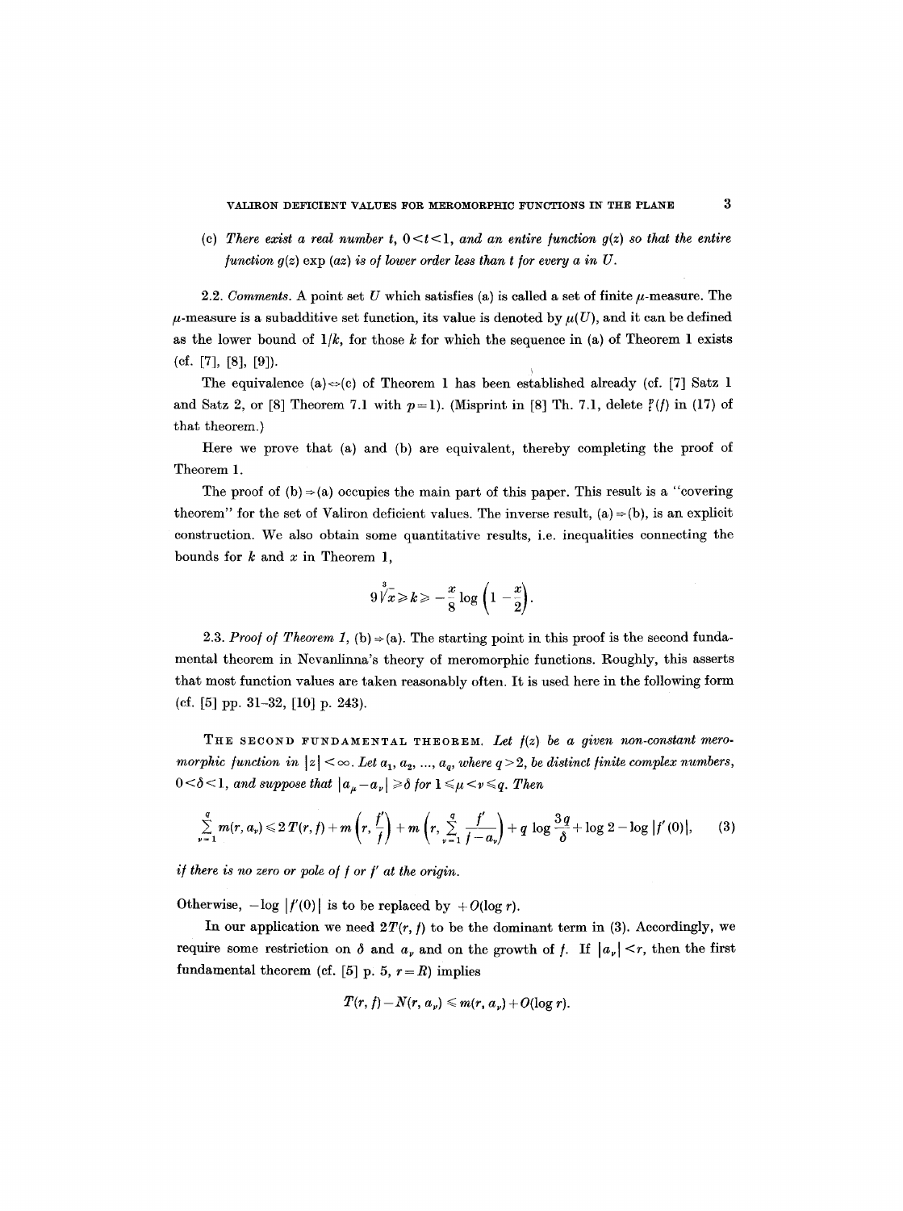(c) *There exist a real number $t$, $0<t<1$, and an entire function $g(z)$ so that the entire function $g(z)\exp(az)$ is of lower order less than $t$ for every $a$ in $U$.*

2.2. *Comments.* A point set $U$ which satisfies (a) is called a set of finite $\mu$-measure. The $\mu$-measure is a subadditive set function, its value is denoted by $\mu(U)$, and it can be defined as the lower bound of $1/k$, for those $k$ for which the sequence in (a) of Theorem 1 exists (cf. [7], [8], [9]).

The equivalence (a)$\Leftrightarrow$(c) of Theorem 1 has been established already (cf. [7] Satz 1 and Satz 2, or [8] Theorem 7.1 with $p=1$). (Misprint in [8] Th. 7.1, delete $\mathfrak{f}(f)$ in (17) of that theorem.)

Here we prove that (a) and (b) are equivalent, thereby completing the proof of Theorem 1.

The proof of (b)$\Rightarrow$(a) occupies the main part of this paper. This result is a "covering theorem" for the set of Valiron deficient values. The inverse result, (a)$\Rightarrow$(b), is an explicit construction. We also obtain some quantitative results, i.e. inequalities connecting the bounds for $k$ and $x$ in Theorem 1,

$$9\sqrt[3]{x}\geqslant k\geqslant -\frac{x}{8}\log\left(1-\frac{x}{2}\right).$$

2.3. *Proof of Theorem 1,* (b)$\Rightarrow$(a). The starting point in this proof is the second fundamental theorem in Nevanlinna's theory of meromorphic functions. Roughly, this asserts that most function values are taken reasonably often. It is used here in the following form (cf. [5] pp. 31–32, [10] p. 243).

THE SECOND FUNDAMENTAL THEOREM. *Let $f(z)$ be a given non-constant meromorphic function in $|z|<\infty$. Let $a_1, a_2, \ldots, a_q$, where $q>2$, be distinct finite complex numbers, $0<\delta<1$, and suppose that $|a_\mu - a_\nu|\geqslant\delta$ for $1\leqslant\mu<\nu\leqslant q$. Then*

$$\sum_{\nu=1}^{q} m(r,a_\nu)\leqslant 2T(r,f)+m\left(r,\frac{f'}{f}\right)+m\left(r,\sum_{\nu=1}^{q}\frac{f'}{f-a_\nu}\right)+q\log\frac{3q}{\delta}+\log 2-\log|f'(0)|, \tag{3}$$

*if there is no zero or pole of $f$ or $f'$ at the origin.*

Otherwise, $-\log|f'(0)|$ is to be replaced by $+O(\log r)$.

In our application we need $2T(r,f)$ to be the dominant term in (3). Accordingly, we require some restriction on $\delta$ and $a_\nu$ and on the growth of $f$. If $|a_\nu|<r$, then the first fundamental theorem (cf. [5] p. 5, $r=R$) implies

$$T(r,f)-N(r,a_\nu)\leqslant m(r,a_\nu)+O(\log r).$$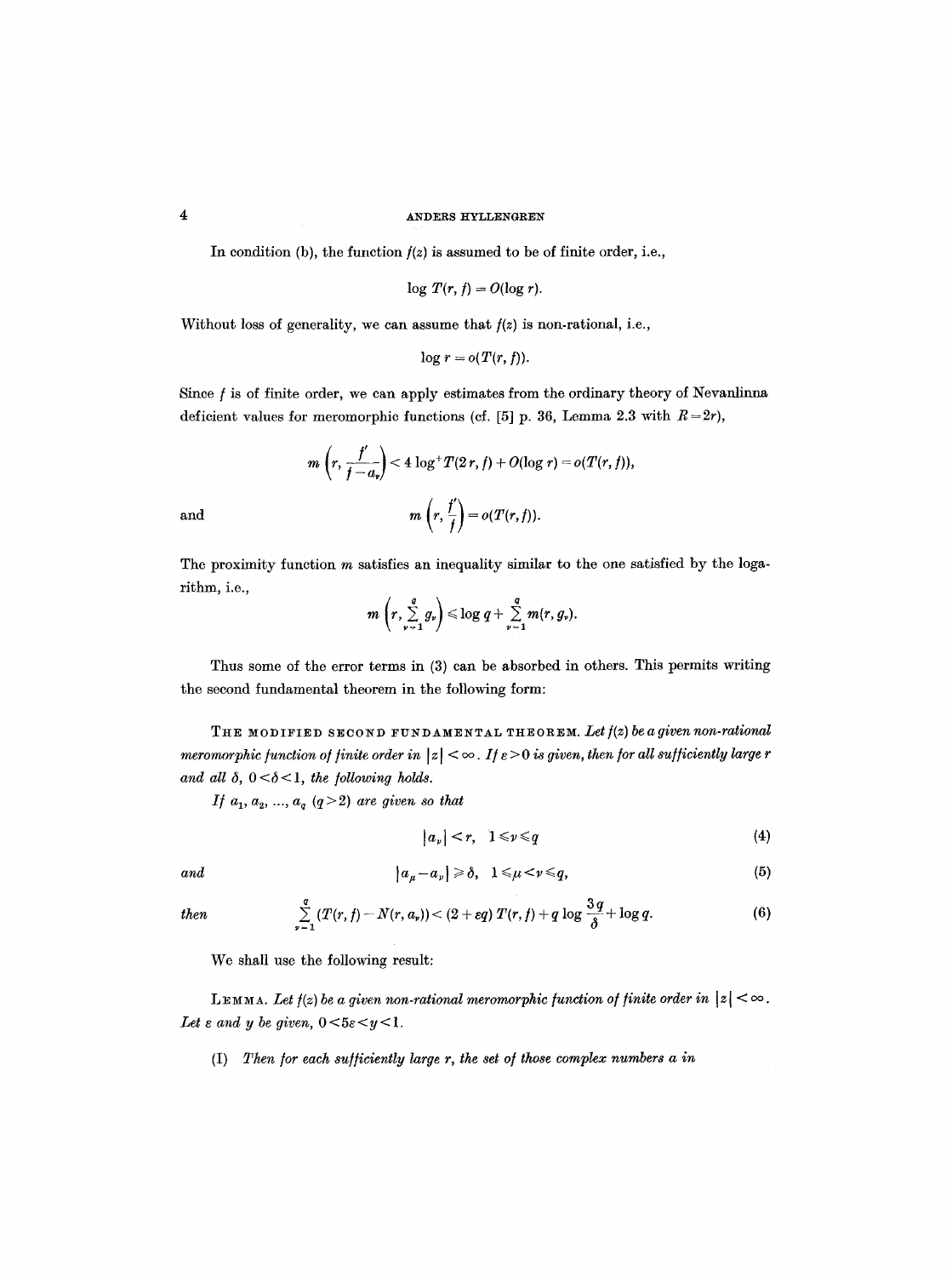In condition (b), the function $f(z)$ is assumed to be of finite order, i.e.,

$$\log T(r, f) = O(\log r).$$

Without loss of generality, we can assume that $f(z)$ is non-rational, i.e.,

$$\log r = o(T(r, f)).$$

Since $f$ is of finite order, we can apply estimates from the ordinary theory of Nevanlinna deficient values for meromorphic functions (cf. [5] p. 36, Lemma 2.3 with $R = 2r$),

$$m\left(r, \frac{f'}{f - a_\nu}\right) < 4 \log^+ T(2r, f) + O(\log r) = o(T(r, f)),$$

and

$$m\left(r, \frac{f'}{f}\right) = o(T(r, f)).$$

The proximity function $m$ satisfies an inequality similar to the one satisfied by the logarithm, i.e.,

$$m\left(r, \sum_{\nu=1}^{q} g_\nu\right) \leqslant \log q + \sum_{\nu=1}^{q} m(r, g_\nu).$$

Thus some of the error terms in (3) can be absorbed in others. This permits writing the second fundamental theorem in the following form:

THE MODIFIED SECOND FUNDAMENTAL THEOREM. *Let $f(z)$ be a given non-rational meromorphic function of finite order in $|z| < \infty$. If $\varepsilon > 0$ is given, then for all sufficiently large $r$ and all $\delta$, $0 < \delta < 1$, the following holds.*

*If $a_1, a_2, \ldots, a_q$ $(q > 2)$ are given so that*

$$|a_\nu| < r, \quad 1 \leqslant \nu \leqslant q \tag{4}$$

*and*

$$|a_\mu - a_\nu| \geqslant \delta, \quad 1 \leqslant \mu < \nu \leqslant q, \tag{5}$$

*then*

$$\sum_{\nu=1}^{q} (T(r, f) - N(r, a_\nu)) < (2 + \varepsilon q)\, T(r, f) + q \log \frac{3q}{\delta} + \log q. \tag{6}$$

We shall use the following result:

LEMMA. *Let $f(z)$ be a given non-rational meromorphic function of finite order in $|z| < \infty$. Let $\varepsilon$ and $y$ be given, $0 < 5\varepsilon < y < 1$.*

(I) *Then for each sufficiently large $r$, the set of those complex numbers $a$ in*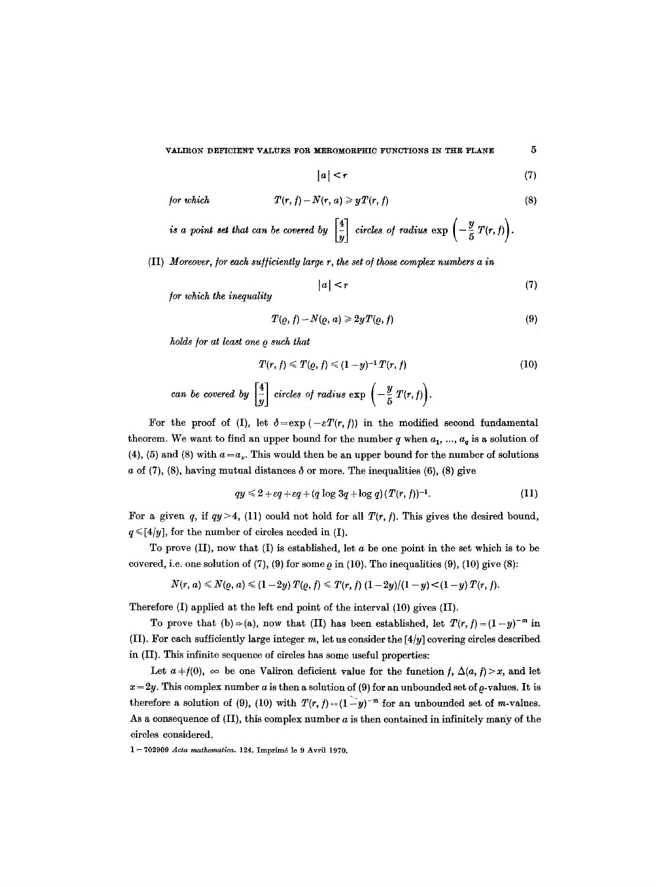$$|a| < r \tag{7}$$

*for which*
$$T(r, f) - N(r, a) \geqslant yT(r, f) \tag{8}$$

*is a point set that can be covered by* $\left[\frac{4}{y}\right]$ *circles of radius* $\exp\left(-\frac{y}{5}T(r, f)\right)$.

(II) *Moreover, for each sufficiently large r, the set of those complex numbers a in*

$$|a| < r \tag{7}$$

*for which the inequality*

$$T(\varrho, f) - N(\varrho, a) \geqslant 2yT(\varrho, f) \tag{9}$$

*holds for at least one* $\varrho$ *such that*

$$T(r, f) \leqslant T(\varrho, f) \leqslant (1-y)^{-1} T(r, f) \tag{10}$$

*can be covered by* $\left[\frac{4}{y}\right]$ *circles of radius* $\exp\left(-\frac{y}{5}T(r, f)\right)$.

For the proof of (I), let $\delta = \exp(-\varepsilon T(r, f))$ in the modified second fundamental theorem. We want to find an upper bound for the number $q$ when $a_1, \ldots, a_q$ is a solution of (4), (5) and (8) with $a = a_\nu$. This would then be an upper bound for the number of solutions $a$ of (7), (8), having mutual distances $\delta$ or more. The inequalities (6), (8) give

$$qy \leqslant 2 + \varepsilon q + \varepsilon q + (q \log 3q + \log q)(T(r, f))^{-1}. \tag{11}$$

For a given $q$, if $qy > 4$, (11) could not hold for all $T(r, f)$. This gives the desired bound, $q \leqslant [4/y]$, for the number of circles needed in (I).

To prove (II), now that (I) is established, let $a$ be one point in the set which is to be covered, i.e. one solution of (7), (9) for some $\varrho$ in (10). The inequalities (9), (10) give (8):

$$N(r, a) \leqslant N(\varrho, a) \leqslant (1-2y)\, T(\varrho, f) \leqslant T(r, f)\,(1-2y)/(1-y) < (1-y)\, T(r, f).$$

Therefore (I) applied at the left end point of the interval (10) gives (II).

To prove that (b) $\Rightarrow$ (a), now that (II) has been established, let $T(r, f) = (1-y)^{-m}$ in (II). For each sufficiently large integer $m$, let us consider the $[4/y]$ covering circles described in (II). This infinite sequence of circles has some useful properties:

Let $a \neq f(0), \infty$ be one Valiron deficient value for the function $f$, $\Delta(a, f) > x$, and let $x = 2y$. This complex number $a$ is then a solution of (9) for an unbounded set of $\varrho$-values. It is therefore a solution of (9), (10) with $T(r, f) = (1-y)^{-m}$ for an unbounded set of $m$-values. As a consequence of (II), this complex number $a$ is then contained in infinitely many of the circles considered.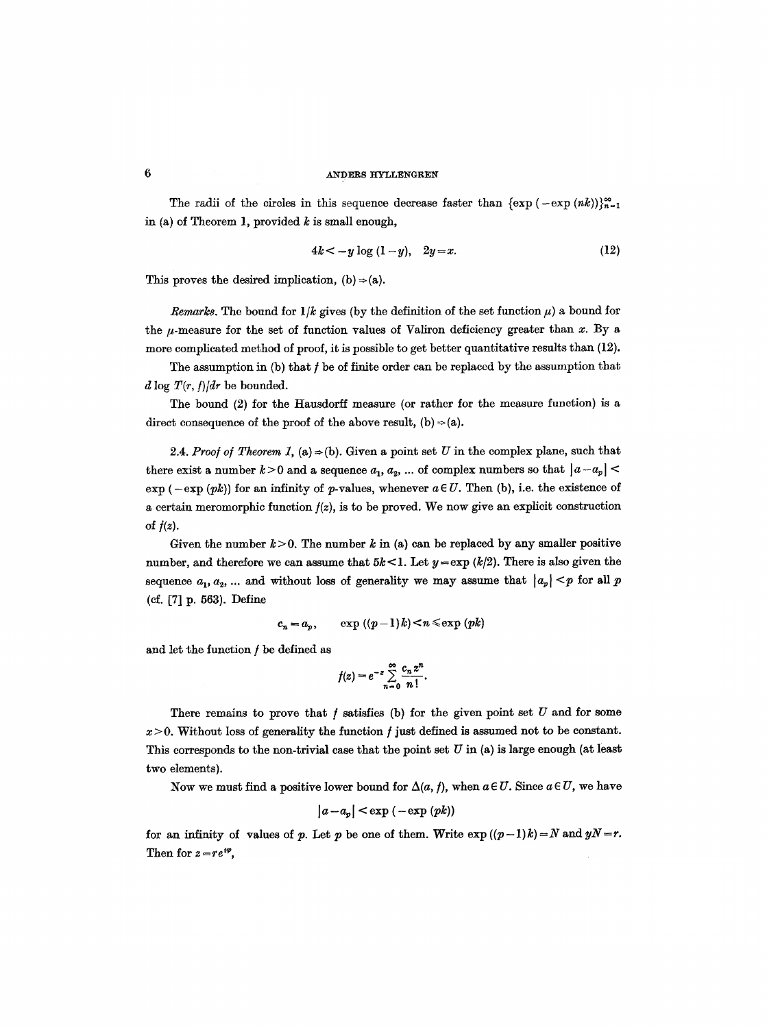The radii of the circles in this sequence decrease faster than $\{\exp(-\exp(nk))\}_{n=1}^{\infty}$ in (a) of Theorem 1, provided $k$ is small enough,

$$4k < -y \log(1-y), \quad 2y = x. \tag{12}$$

This proves the desired implication, (b) ⇒ (a).

*Remarks.* The bound for $1/k$ gives (by the definition of the set function $\mu$) a bound for the $\mu$-measure for the set of function values of Valiron deficiency greater than $x$. By a more complicated method of proof, it is possible to get better quantitative results than (12).

The assumption in (b) that $f$ be of finite order can be replaced by the assumption that $d \log T(r, f)/dr$ be bounded.

The bound (2) for the Hausdorff measure (or rather for the measure function) is a direct consequence of the proof of the above result, (b) ⇒ (a).

2.4. *Proof of Theorem 1,* (a) ⇒ (b). Given a point set $U$ in the complex plane, such that there exist a number $k > 0$ and a sequence $a_1, a_2, \ldots$ of complex numbers so that $|a - a_p| < \exp(-\exp(pk))$ for an infinity of $p$-values, whenever $a \in U$. Then (b), i.e. the existence of a certain meromorphic function $f(z)$, is to be proved. We now give an explicit construction of $f(z)$.

Given the number $k > 0$. The number $k$ in (a) can be replaced by any smaller positive number, and therefore we can assume that $5k < 1$. Let $y = \exp(k/2)$. There is also given the sequence $a_1, a_2, \ldots$ and without loss of generality we may assume that $|a_p| < p$ for all $p$ (cf. [7] p. 563). Define

$$c_n = a_p, \qquad \exp((p-1)k) < n \leqslant \exp(pk)$$

and let the function $f$ be defined as

$$f(z) = e^{-z} \sum_{n=0}^{\infty} \frac{c_n z^n}{n!}.$$

There remains to prove that $f$ satisfies (b) for the given point set $U$ and for some $x > 0$. Without loss of generality the function $f$ just defined is assumed not to be constant. This corresponds to the non-trivial case that the point set $U$ in (a) is large enough (at least two elements).

Now we must find a positive lower bound for $\Delta(a, f)$, when $a \in U$. Since $a \in U$, we have

$$|a - a_p| < \exp(-\exp(pk))$$

for an infinity of values of $p$. Let $p$ be one of them. Write $\exp((p-1)k) = N$ and $yN = r$. Then for $z = re^{i\varphi}$,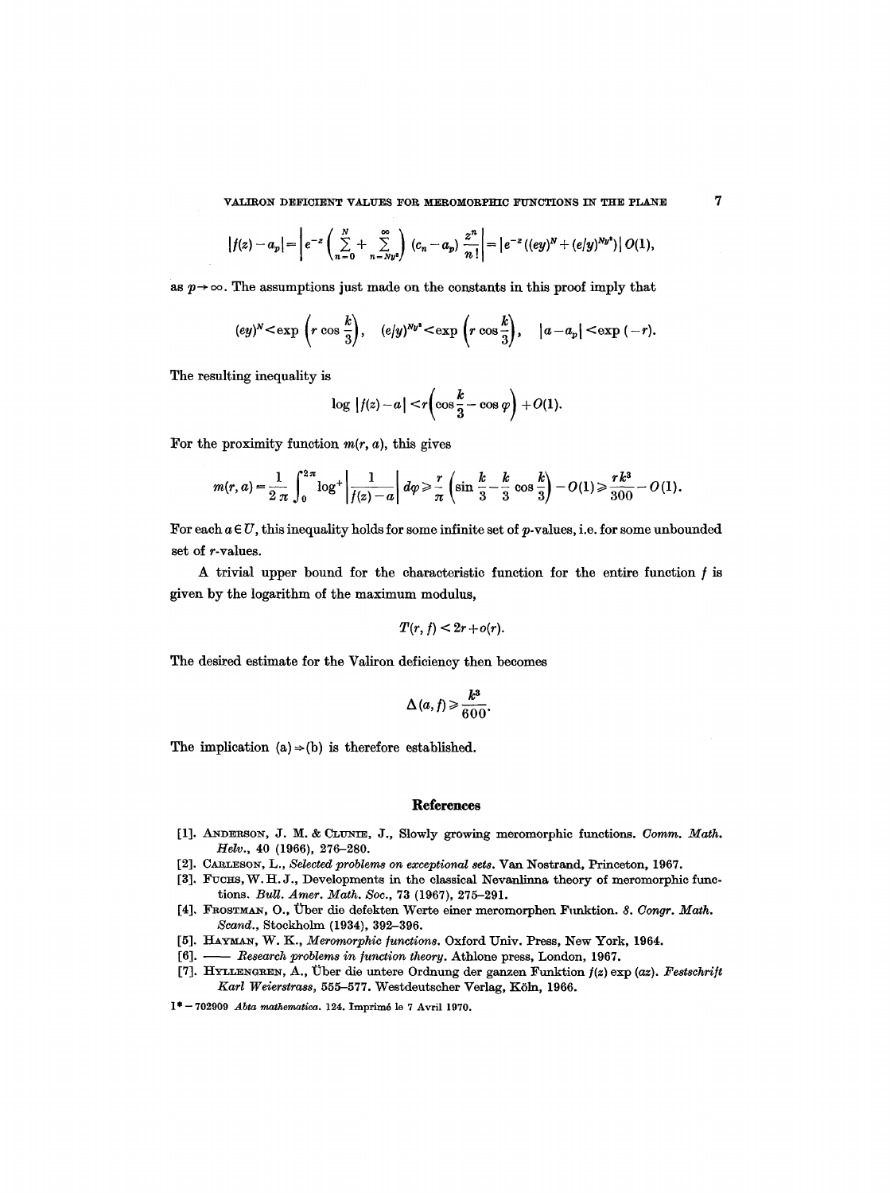$$|f(z) - a_p| = \left| e^{-z} \left( \sum_{n=0}^{N} + \sum_{n=Ny^2}^{\infty} \right) (c_n - a_p) \frac{z^n}{n!} \right| = \left| e^{-z} ((ey)^N + (e/y)^{Ny^2}) \right| O(1),$$

as $p \to \infty$. The assumptions just made on the constants in this proof imply that

$$(ey)^N < \exp\left(r \cos \frac{k}{3}\right), \quad (e/y)^{Ny^2} < \exp\left(r \cos \frac{k}{3}\right), \quad |a - a_p| < \exp(-r).$$

The resulting inequality is

$$\log |f(z) - a| < r\left(\cos \frac{k}{3} - \cos \varphi\right) + O(1).$$

For the proximity function $m(r, a)$, this gives

$$m(r, a) = \frac{1}{2\pi} \int_0^{2\pi} \log^+ \left| \frac{1}{f(z) - a} \right| d\varphi \geq \frac{r}{\pi} \left( \sin \frac{k}{3} - \frac{k}{3} \cos \frac{k}{3} \right) - O(1) \geq \frac{rk^3}{300} - O(1).$$

For each $a \in U$, this inequality holds for some infinite set of $p$-values, i.e. for some unbounded set of $r$-values.

A trivial upper bound for the characteristic function for the entire function $f$ is given by the logarithm of the maximum modulus,

$$T(r, f) < 2r + o(r).$$

The desired estimate for the Valiron deficiency then becomes

$$\Delta(a, f) \geq \frac{k^3}{600}.$$

The implication (a) $\Rightarrow$ (b) is therefore established.

## References

[1]. Anderson, J. M. & Clunie, J., Slowly growing meromorphic functions. *Comm. Math. Helv.*, 40 (1966), 276–280.

[2]. Carleson, L., *Selected problems on exceptional sets*. Van Nostrand, Princeton, 1967.

[3]. Fuchs, W. H. J., Developments in the classical Nevanlinna theory of meromorphic functions. *Bull. Amer. Math. Soc.*, 73 (1967), 275–291.

[4]. Frostman, O., Über die defekten Werte einer meromorphen Funktion. *8. Congr. Math. Scand.*, Stockholm (1934), 392–396.

[5]. Hayman, W. K., *Meromorphic functions*. Oxford Univ. Press, New York, 1964.

[6]. —— *Research problems in function theory*. Athlone press, London, 1967.

[7]. Hyllengren, A., Über die untere Ordnung der ganzen Funktion $f(z) \exp(az)$. *Festschrift Karl Weierstrass*, 555–577. Westdeutscher Verlag, Köln, 1966.

1* – 702909 *Acta mathematica*. 124. Imprimé le 7 Avril 1970.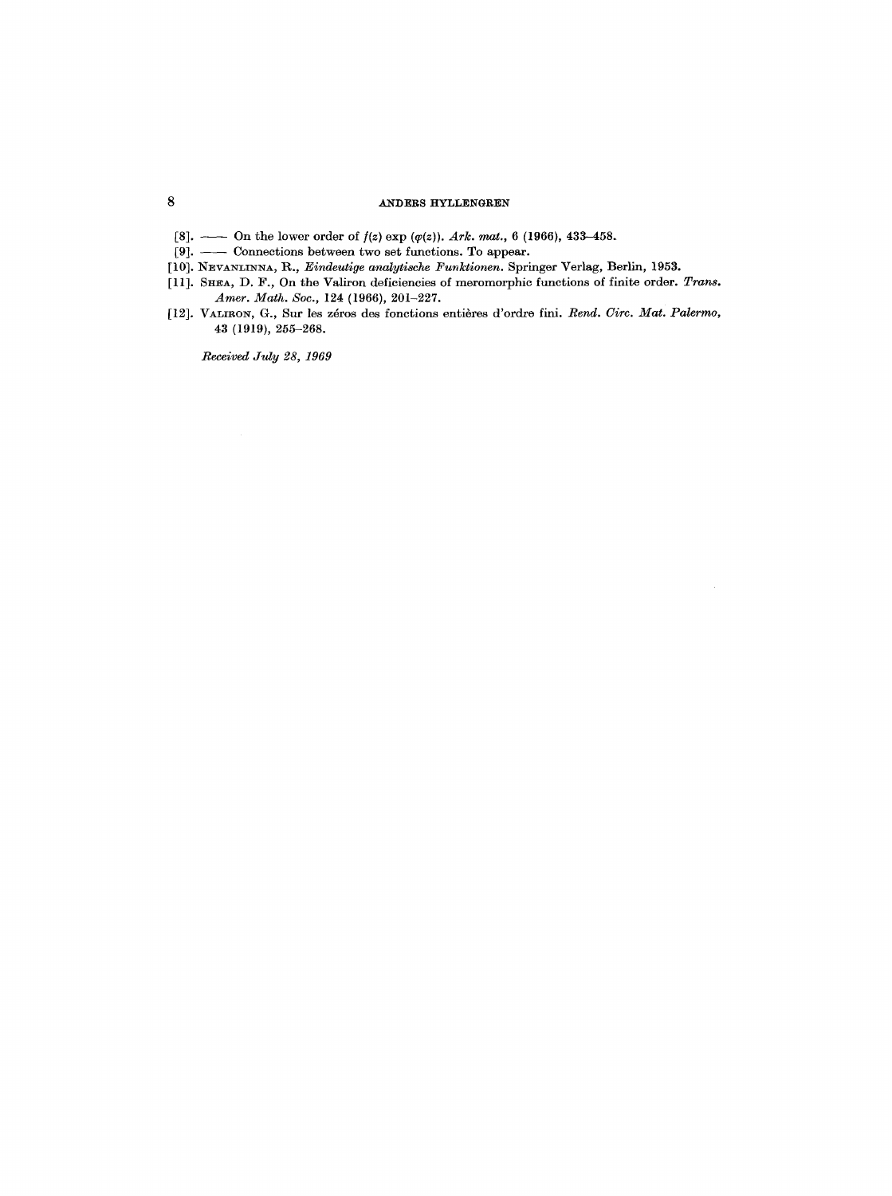[8]. —— On the lower order of $f(z) \exp(\varphi(z))$. *Ark. mat.*, 6 (1966), 433–458.

[9]. —— Connections between two set functions. To appear.

[10]. NEVANLINNA, R., *Eindeutige analytische Funktionen*. Springer Verlag, Berlin, 1953.

[11]. SHEA, D. F., On the Valiron deficiencies of meromorphic functions of finite order. *Trans. Amer. Math. Soc.*, 124 (1966), 201–227.

[12]. VALIRON, G., Sur les zéros des fonctions entières d'ordre fini. *Rend. Circ. Mat. Palermo*, 43 (1919), 255–268.

*Received July 28, 1969*